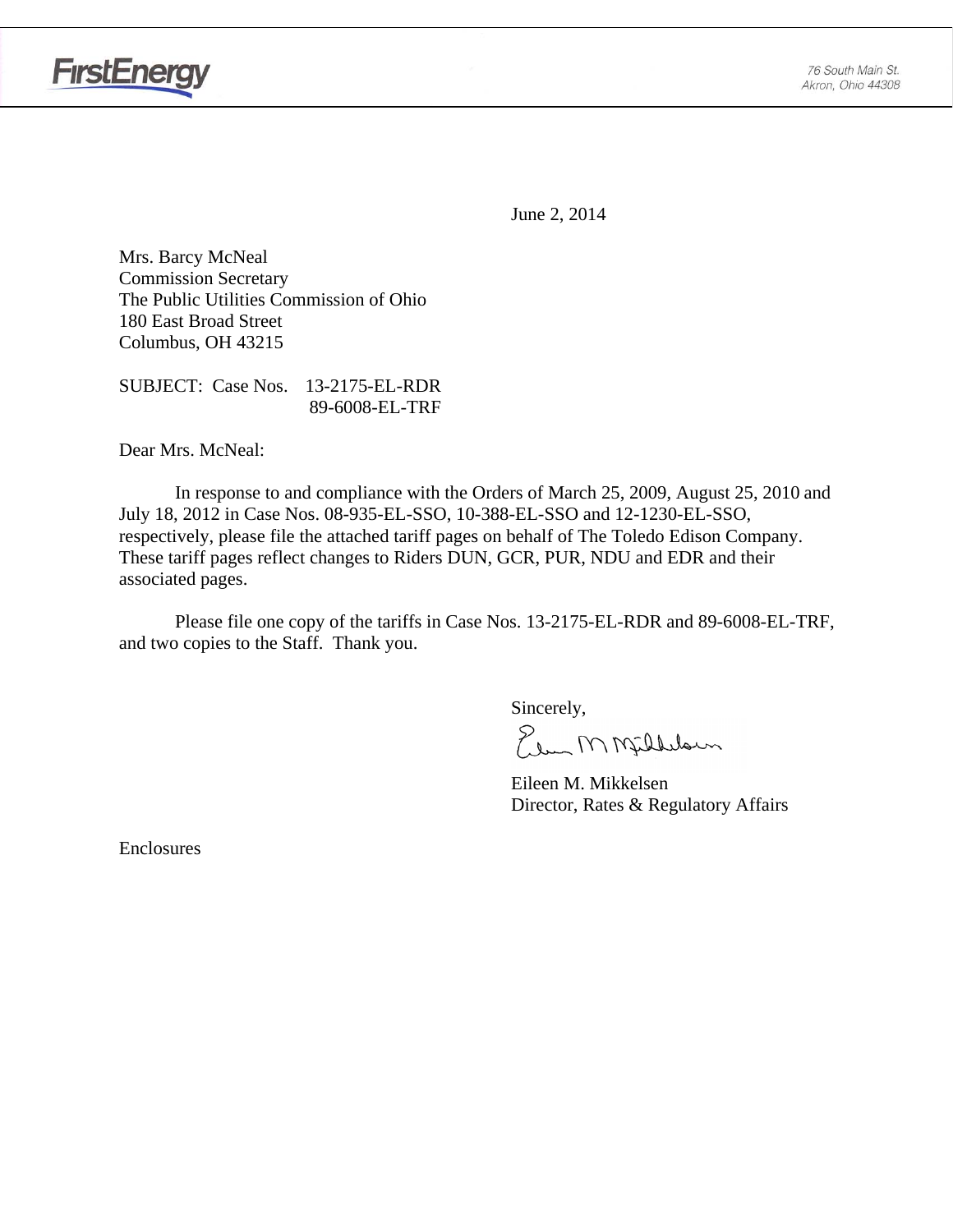FirstEnergy

76 South Main St.
Akron, Ohio 44308

June 2, 2014

Mrs. Barcy McNeal
Commission Secretary
The Public Utilities Commission of Ohio
180 East Broad Street
Columbus, OH 43215

SUBJECT: Case Nos. 13-2175-EL-RDR
89-6008-EL-TRF

Dear Mrs. McNeal:

In response to and compliance with the Orders of March 25, 2009, August 25, 2010 and July 18, 2012 in Case Nos. 08-935-EL-SSO, 10-388-EL-SSO and 12-1230-EL-SSO, respectively, please file the attached tariff pages on behalf of The Toledo Edison Company. These tariff pages reflect changes to Riders DUN, GCR, PUR, NDU and EDR and their associated pages.

Please file one copy of the tariffs in Case Nos. 13-2175-EL-RDR and 89-6008-EL-TRF, and two copies to the Staff. Thank you.

Sincerely,

Eileen M. Mikkelsen
Director, Rates & Regulatory Affairs

Enclosures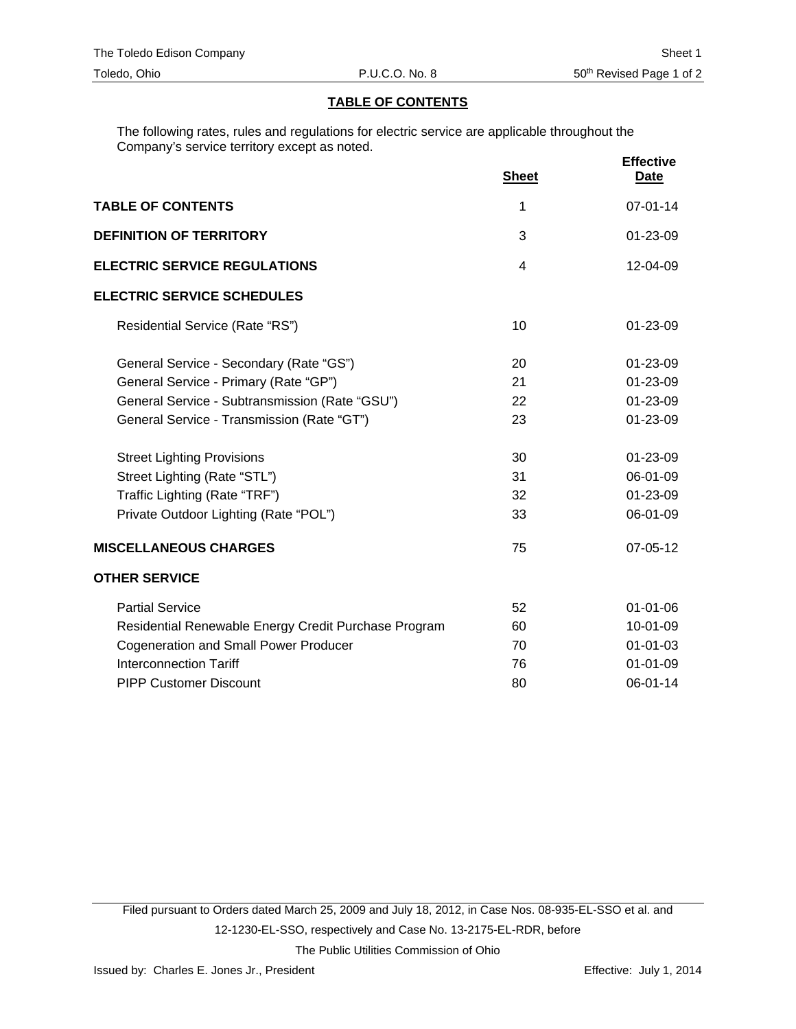## TABLE OF CONTENTS

The following rates, rules and regulations for electric service are applicable throughout the Company's service territory except as noted.

| | Sheet | Effective Date |
|---|---|---|
| **TABLE OF CONTENTS** | 1 | 07-01-14 |
| **DEFINITION OF TERRITORY** | 3 | 01-23-09 |
| **ELECTRIC SERVICE REGULATIONS** | 4 | 12-04-09 |
| **ELECTRIC SERVICE SCHEDULES** | | |
| Residential Service (Rate "RS") | 10 | 01-23-09 |
| General Service - Secondary (Rate "GS") | 20 | 01-23-09 |
| General Service - Primary (Rate "GP") | 21 | 01-23-09 |
| General Service - Subtransmission (Rate "GSU") | 22 | 01-23-09 |
| General Service - Transmission (Rate "GT") | 23 | 01-23-09 |
| Street Lighting Provisions | 30 | 01-23-09 |
| Street Lighting (Rate "STL") | 31 | 06-01-09 |
| Traffic Lighting (Rate "TRF") | 32 | 01-23-09 |
| Private Outdoor Lighting (Rate "POL") | 33 | 06-01-09 |
| **MISCELLANEOUS CHARGES** | 75 | 07-05-12 |
| **OTHER SERVICE** | | |
| Partial Service | 52 | 01-01-06 |
| Residential Renewable Energy Credit Purchase Program | 60 | 10-01-09 |
| Cogeneration and Small Power Producer | 70 | 01-01-03 |
| Interconnection Tariff | 76 | 01-01-09 |
| PIPP Customer Discount | 80 | 06-01-14 |

Filed pursuant to Orders dated March 25, 2009 and July 18, 2012, in Case Nos. 08-935-EL-SSO et al. and 12-1230-EL-SSO, respectively and Case No. 13-2175-EL-RDR, before The Public Utilities Commission of Ohio

Issued by: Charles E. Jones Jr., President

Effective: July 1, 2014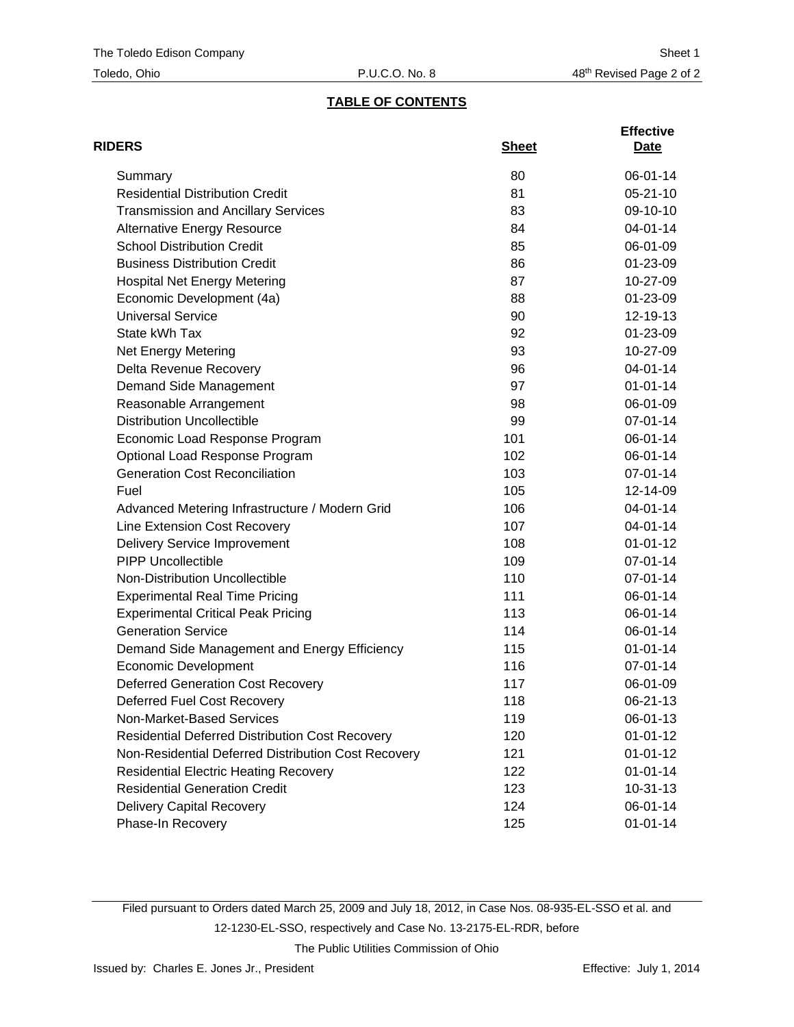## TABLE OF CONTENTS

| RIDERS | Sheet | Effective Date |
|---|---|---|
| Summary | 80 | 06-01-14 |
| Residential Distribution Credit | 81 | 05-21-10 |
| Transmission and Ancillary Services | 83 | 09-10-10 |
| Alternative Energy Resource | 84 | 04-01-14 |
| School Distribution Credit | 85 | 06-01-09 |
| Business Distribution Credit | 86 | 01-23-09 |
| Hospital Net Energy Metering | 87 | 10-27-09 |
| Economic Development (4a) | 88 | 01-23-09 |
| Universal Service | 90 | 12-19-13 |
| State kWh Tax | 92 | 01-23-09 |
| Net Energy Metering | 93 | 10-27-09 |
| Delta Revenue Recovery | 96 | 04-01-14 |
| Demand Side Management | 97 | 01-01-14 |
| Reasonable Arrangement | 98 | 06-01-09 |
| Distribution Uncollectible | 99 | 07-01-14 |
| Economic Load Response Program | 101 | 06-01-14 |
| Optional Load Response Program | 102 | 06-01-14 |
| Generation Cost Reconciliation | 103 | 07-01-14 |
| Fuel | 105 | 12-14-09 |
| Advanced Metering Infrastructure / Modern Grid | 106 | 04-01-14 |
| Line Extension Cost Recovery | 107 | 04-01-14 |
| Delivery Service Improvement | 108 | 01-01-12 |
| PIPP Uncollectible | 109 | 07-01-14 |
| Non-Distribution Uncollectible | 110 | 07-01-14 |
| Experimental Real Time Pricing | 111 | 06-01-14 |
| Experimental Critical Peak Pricing | 113 | 06-01-14 |
| Generation Service | 114 | 06-01-14 |
| Demand Side Management and Energy Efficiency | 115 | 01-01-14 |
| Economic Development | 116 | 07-01-14 |
| Deferred Generation Cost Recovery | 117 | 06-01-09 |
| Deferred Fuel Cost Recovery | 118 | 06-21-13 |
| Non-Market-Based Services | 119 | 06-01-13 |
| Residential Deferred Distribution Cost Recovery | 120 | 01-01-12 |
| Non-Residential Deferred Distribution Cost Recovery | 121 | 01-01-12 |
| Residential Electric Heating Recovery | 122 | 01-01-14 |
| Residential Generation Credit | 123 | 10-31-13 |
| Delivery Capital Recovery | 124 | 06-01-14 |
| Phase-In Recovery | 125 | 01-01-14 |

Filed pursuant to Orders dated March 25, 2009 and July 18, 2012, in Case Nos. 08-935-EL-SSO et al. and 12-1230-EL-SSO, respectively and Case No. 13-2175-EL-RDR, before The Public Utilities Commission of Ohio

Issued by: Charles E. Jones Jr., President

Effective: July 1, 2014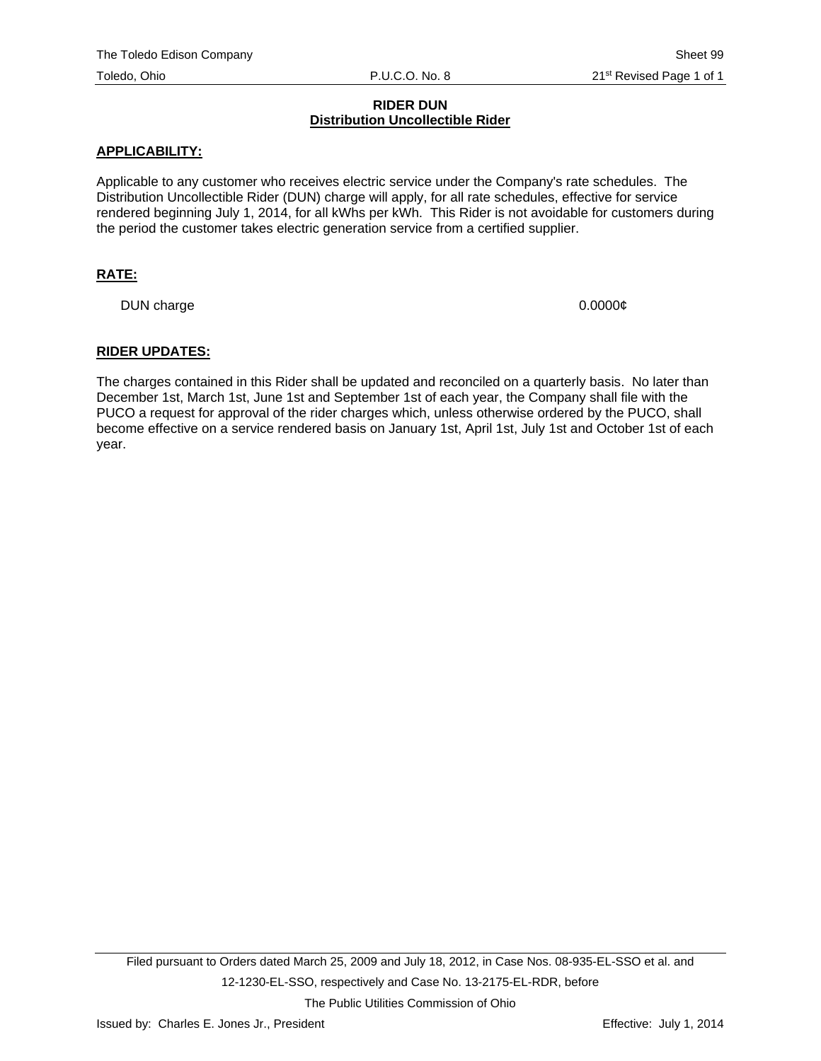**RIDER DUN**
**Distribution Uncollectible Rider**

**APPLICABILITY:**

Applicable to any customer who receives electric service under the Company's rate schedules. The Distribution Uncollectible Rider (DUN) charge will apply, for all rate schedules, effective for service rendered beginning July 1, 2014, for all kWhs per kWh. This Rider is not avoidable for customers during the period the customer takes electric generation service from a certified supplier.

**RATE:**

| | |
|---|---|
| DUN charge | 0.0000¢ |

**RIDER UPDATES:**

The charges contained in this Rider shall be updated and reconciled on a quarterly basis. No later than December 1st, March 1st, June 1st and September 1st of each year, the Company shall file with the PUCO a request for approval of the rider charges which, unless otherwise ordered by the PUCO, shall become effective on a service rendered basis on January 1st, April 1st, July 1st and October 1st of each year.

Filed pursuant to Orders dated March 25, 2009 and July 18, 2012, in Case Nos. 08-935-EL-SSO et al. and 12-1230-EL-SSO, respectively and Case No. 13-2175-EL-RDR, before The Public Utilities Commission of Ohio

Issued by: Charles E. Jones Jr., President

Effective: July 1, 2014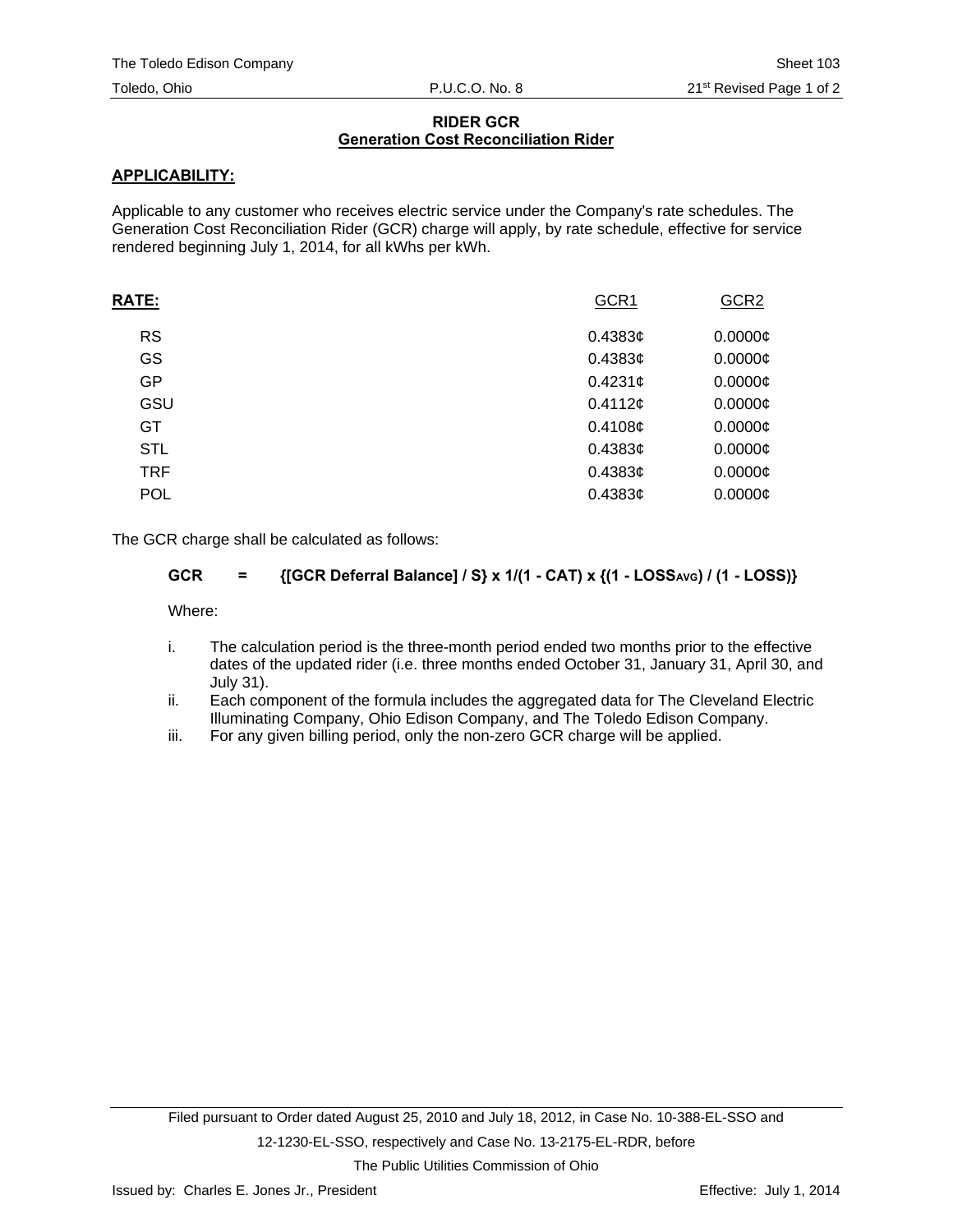The Toledo Edison Company | Sheet 103
Toledo, Ohio | P.U.C.O. No. 8 | 21st Revised Page 1 of 2

# RIDER GCR
## Generation Cost Reconciliation Rider

**APPLICABILITY:**

Applicable to any customer who receives electric service under the Company's rate schedules. The Generation Cost Reconciliation Rider (GCR) charge will apply, by rate schedule, effective for service rendered beginning July 1, 2014, for all kWhs per kWh.

| **RATE:** | GCR1 | GCR2 |
|---|---|---|
| RS | 0.4383¢ | 0.0000¢ |
| GS | 0.4383¢ | 0.0000¢ |
| GP | 0.4231¢ | 0.0000¢ |
| GSU | 0.4112¢ | 0.0000¢ |
| GT | 0.4108¢ | 0.0000¢ |
| STL | 0.4383¢ | 0.0000¢ |
| TRF | 0.4383¢ | 0.0000¢ |
| POL | 0.4383¢ | 0.0000¢ |

The GCR charge shall be calculated as follows:

$$\mathbf{GCR = \{[GCR\ Deferral\ Balance] / S\} \times 1/(1 - CAT) \times \{(1 - LOSS_{AVG}) / (1 - LOSS)\}}$$

Where:

i. The calculation period is the three-month period ended two months prior to the effective dates of the updated rider (i.e. three months ended October 31, January 31, April 30, and July 31).
ii. Each component of the formula includes the aggregated data for The Cleveland Electric Illuminating Company, Ohio Edison Company, and The Toledo Edison Company.
iii. For any given billing period, only the non-zero GCR charge will be applied.

Filed pursuant to Order dated August 25, 2010 and July 18, 2012, in Case No. 10-388-EL-SSO and 12-1230-EL-SSO, respectively and Case No. 13-2175-EL-RDR, before The Public Utilities Commission of Ohio

Issued by: Charles E. Jones Jr., President | Effective: July 1, 2014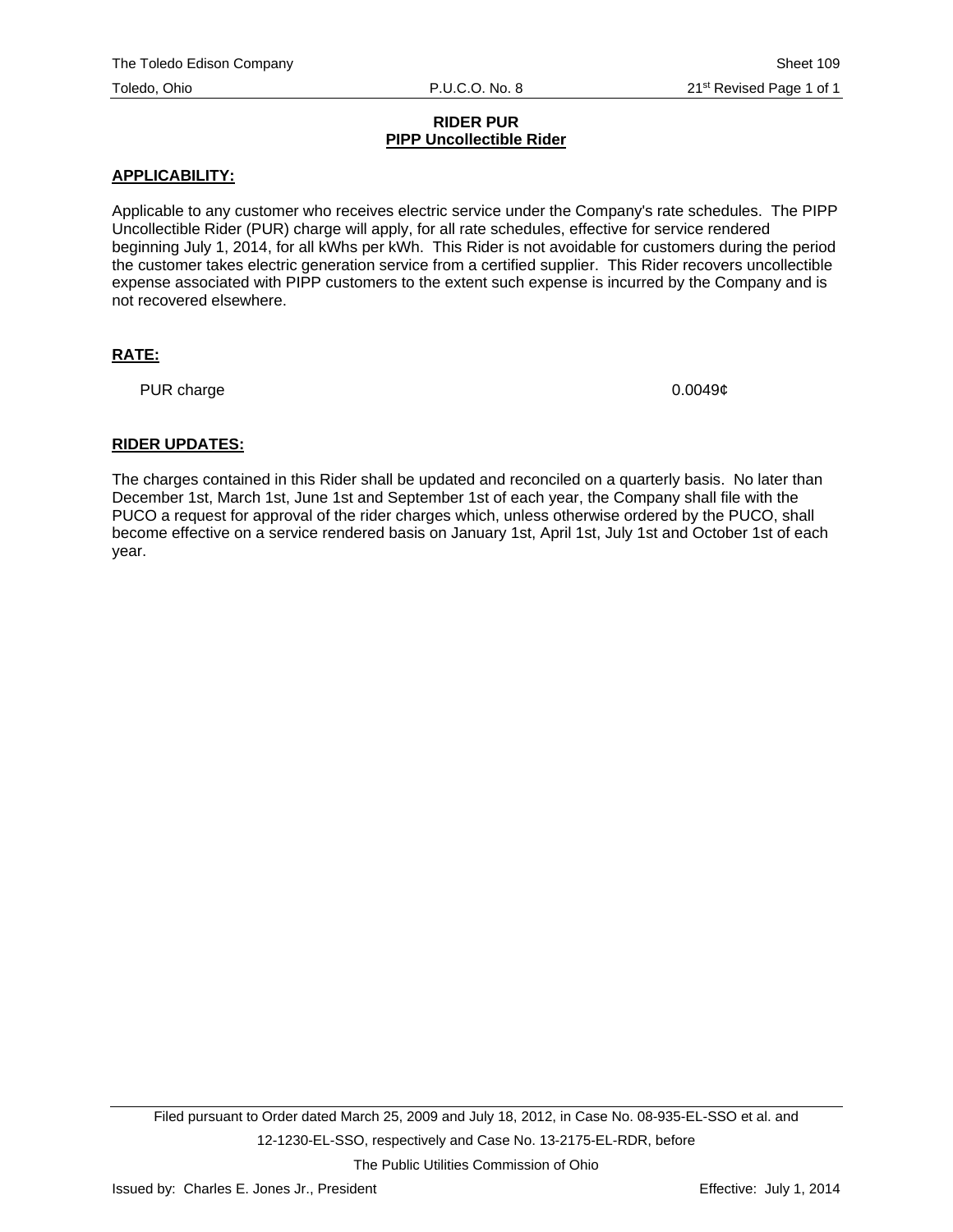# RIDER PUR

## PIPP Uncollectible Rider

**APPLICABILITY:**

Applicable to any customer who receives electric service under the Company's rate schedules. The PIPP Uncollectible Rider (PUR) charge will apply, for all rate schedules, effective for service rendered beginning July 1, 2014, for all kWhs per kWh. This Rider is not avoidable for customers during the period the customer takes electric generation service from a certified supplier. This Rider recovers uncollectible expense associated with PIPP customers to the extent such expense is incurred by the Company and is not recovered elsewhere.

**RATE:**

| | |
|---|---|
| PUR charge | 0.0049¢ |

**RIDER UPDATES:**

The charges contained in this Rider shall be updated and reconciled on a quarterly basis. No later than December 1st, March 1st, June 1st and September 1st of each year, the Company shall file with the PUCO a request for approval of the rider charges which, unless otherwise ordered by the PUCO, shall become effective on a service rendered basis on January 1st, April 1st, July 1st and October 1st of each year.

Filed pursuant to Order dated March 25, 2009 and July 18, 2012, in Case No. 08-935-EL-SSO et al. and 12-1230-EL-SSO, respectively and Case No. 13-2175-EL-RDR, before The Public Utilities Commission of Ohio

Issued by: Charles E. Jones Jr., President

Effective: July 1, 2014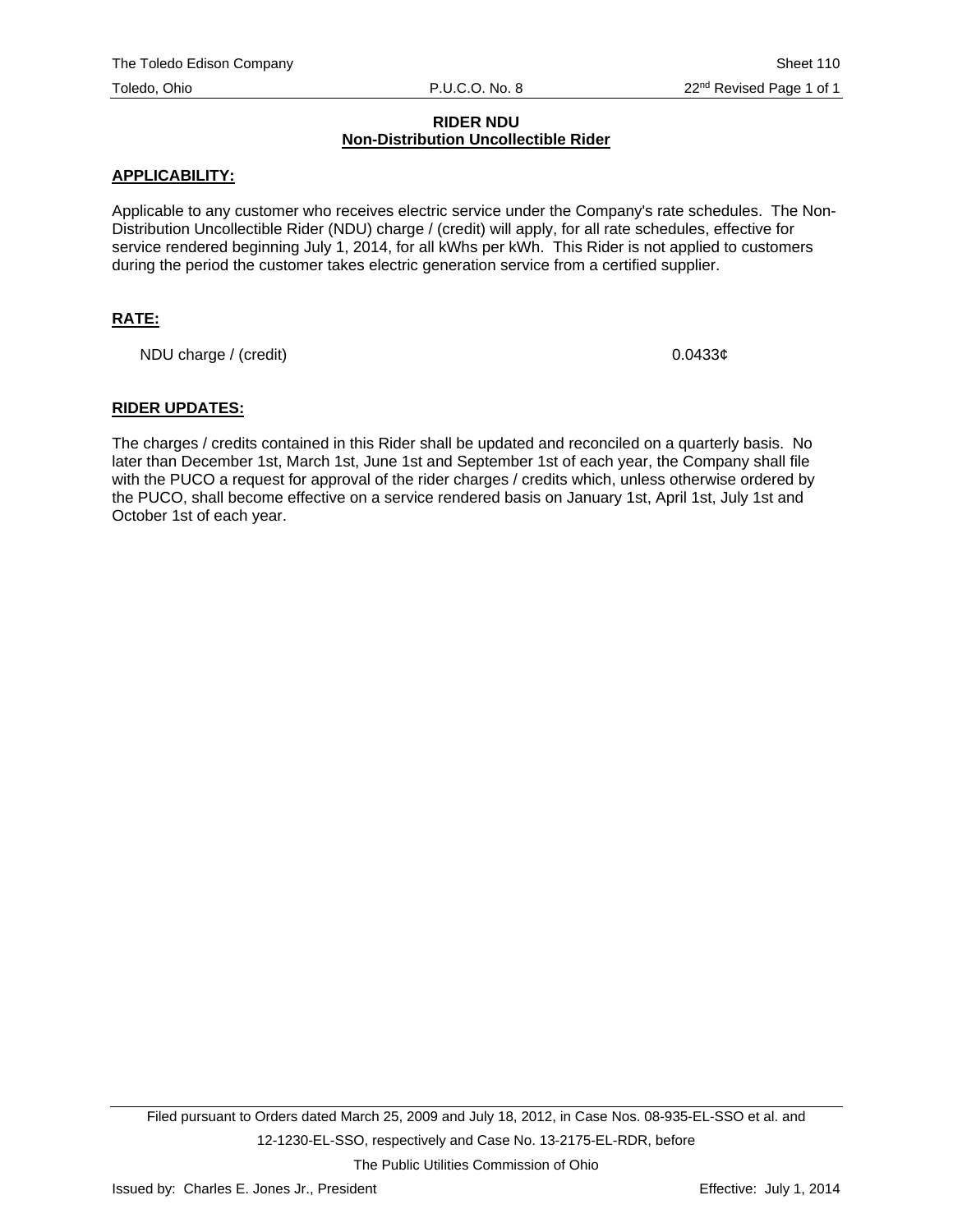# RIDER NDU
## Non-Distribution Uncollectible Rider

**APPLICABILITY:**

Applicable to any customer who receives electric service under the Company's rate schedules. The Non-Distribution Uncollectible Rider (NDU) charge / (credit) will apply, for all rate schedules, effective for service rendered beginning July 1, 2014, for all kWhs per kWh. This Rider is not applied to customers during the period the customer takes electric generation service from a certified supplier.

**RATE:**

| | |
|---|---|
| NDU charge / (credit) | 0.0433¢ |

**RIDER UPDATES:**

The charges / credits contained in this Rider shall be updated and reconciled on a quarterly basis. No later than December 1st, March 1st, June 1st and September 1st of each year, the Company shall file with the PUCO a request for approval of the rider charges / credits which, unless otherwise ordered by the PUCO, shall become effective on a service rendered basis on January 1st, April 1st, July 1st and October 1st of each year.

Filed pursuant to Orders dated March 25, 2009 and July 18, 2012, in Case Nos. 08-935-EL-SSO et al. and 12-1230-EL-SSO, respectively and Case No. 13-2175-EL-RDR, before The Public Utilities Commission of Ohio

Issued by: Charles E. Jones Jr., President

Effective: July 1, 2014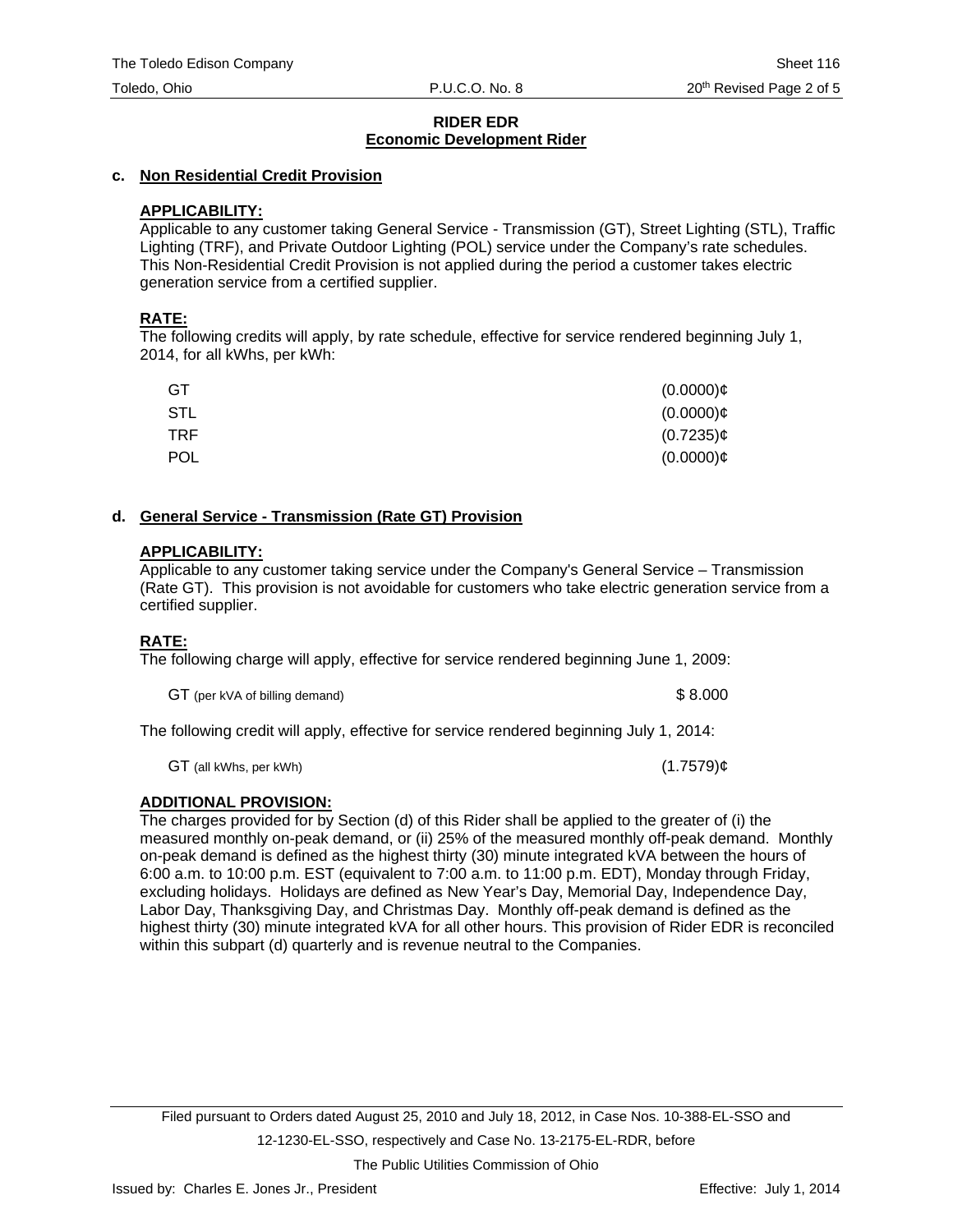## RIDER EDR
## Economic Development Rider

### c. Non Residential Credit Provision

**APPLICABILITY:**

Applicable to any customer taking General Service - Transmission (GT), Street Lighting (STL), Traffic Lighting (TRF), and Private Outdoor Lighting (POL) service under the Company's rate schedules. This Non-Residential Credit Provision is not applied during the period a customer takes electric generation service from a certified supplier.

**RATE:**

The following credits will apply, by rate schedule, effective for service rendered beginning July 1, 2014, for all kWhs, per kWh:

| | |
|---|---|
| GT | (0.0000)¢ |
| STL | (0.0000)¢ |
| TRF | (0.7235)¢ |
| POL | (0.0000)¢ |

### d. General Service - Transmission (Rate GT) Provision

**APPLICABILITY:**

Applicable to any customer taking service under the Company's General Service – Transmission (Rate GT). This provision is not avoidable for customers who take electric generation service from a certified supplier.

**RATE:**

The following charge will apply, effective for service rendered beginning June 1, 2009:

| | |
|---|---|
| GT (per kVA of billing demand) | $ 8.000 |

The following credit will apply, effective for service rendered beginning July 1, 2014:

| | |
|---|---|
| GT (all kWhs, per kWh) | (1.7579)¢ |

**ADDITIONAL PROVISION:**

The charges provided for by Section (d) of this Rider shall be applied to the greater of (i) the measured monthly on-peak demand, or (ii) 25% of the measured monthly off-peak demand. Monthly on-peak demand is defined as the highest thirty (30) minute integrated kVA between the hours of 6:00 a.m. to 10:00 p.m. EST (equivalent to 7:00 a.m. to 11:00 p.m. EDT), Monday through Friday, excluding holidays. Holidays are defined as New Year's Day, Memorial Day, Independence Day, Labor Day, Thanksgiving Day, and Christmas Day. Monthly off-peak demand is defined as the highest thirty (30) minute integrated kVA for all other hours. This provision of Rider EDR is reconciled within this subpart (d) quarterly and is revenue neutral to the Companies.

Filed pursuant to Orders dated August 25, 2010 and July 18, 2012, in Case Nos. 10-388-EL-SSO and 12-1230-EL-SSO, respectively and Case No. 13-2175-EL-RDR, before The Public Utilities Commission of Ohio

Issued by: Charles E. Jones Jr., President — Effective: July 1, 2014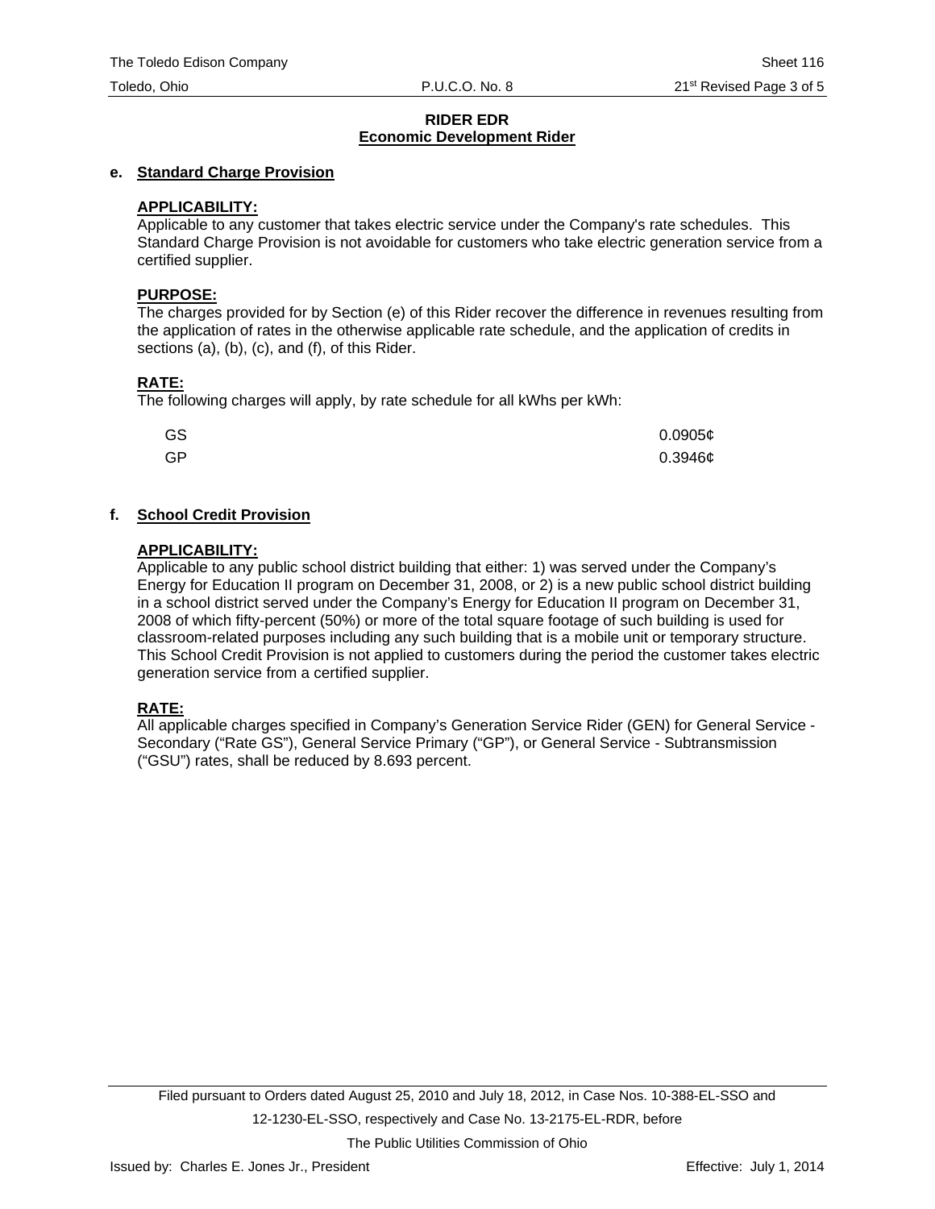# RIDER EDR
## Economic Development Rider

**e. Standard Charge Provision**

**APPLICABILITY:**
Applicable to any customer that takes electric service under the Company's rate schedules. This Standard Charge Provision is not avoidable for customers who take electric generation service from a certified supplier.

**PURPOSE:**
The charges provided for by Section (e) of this Rider recover the difference in revenues resulting from the application of rates in the otherwise applicable rate schedule, and the application of credits in sections (a), (b), (c), and (f), of this Rider.

**RATE:**
The following charges will apply, by rate schedule for all kWhs per kWh:

| | |
|---|---|
| GS | 0.0905¢ |
| GP | 0.3946¢ |

**f. School Credit Provision**

**APPLICABILITY:**
Applicable to any public school district building that either: 1) was served under the Company's Energy for Education II program on December 31, 2008, or 2) is a new public school district building in a school district served under the Company's Energy for Education II program on December 31, 2008 of which fifty-percent (50%) or more of the total square footage of such building is used for classroom-related purposes including any such building that is a mobile unit or temporary structure. This School Credit Provision is not applied to customers during the period the customer takes electric generation service from a certified supplier.

**RATE:**
All applicable charges specified in Company's Generation Service Rider (GEN) for General Service - Secondary ("Rate GS"), General Service Primary ("GP"), or General Service - Subtransmission ("GSU") rates, shall be reduced by 8.693 percent.

Filed pursuant to Orders dated August 25, 2010 and July 18, 2012, in Case Nos. 10-388-EL-SSO and 12-1230-EL-SSO, respectively and Case No. 13-2175-EL-RDR, before The Public Utilities Commission of Ohio

Issued by: Charles E. Jones Jr., President — Effective: July 1, 2014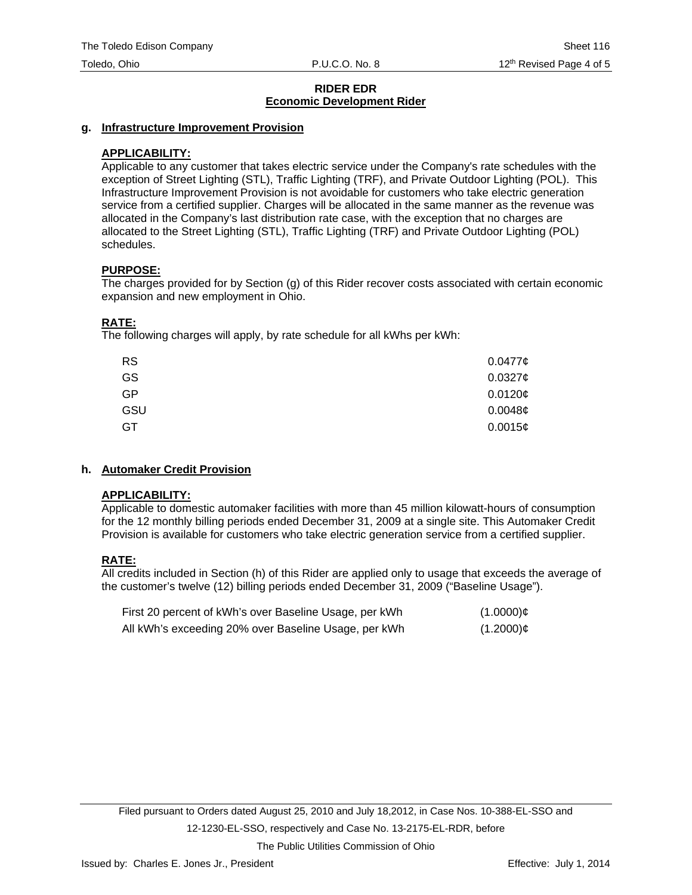**RIDER EDR**
**Economic Development Rider**

**g. Infrastructure Improvement Provision**

**APPLICABILITY:**
Applicable to any customer that takes electric service under the Company's rate schedules with the exception of Street Lighting (STL), Traffic Lighting (TRF), and Private Outdoor Lighting (POL). This Infrastructure Improvement Provision is not avoidable for customers who take electric generation service from a certified supplier. Charges will be allocated in the same manner as the revenue was allocated in the Company's last distribution rate case, with the exception that no charges are allocated to the Street Lighting (STL), Traffic Lighting (TRF) and Private Outdoor Lighting (POL) schedules.

**PURPOSE:**
The charges provided for by Section (g) of this Rider recover costs associated with certain economic expansion and new employment in Ohio.

**RATE:**
The following charges will apply, by rate schedule for all kWhs per kWh:

| | |
|---|---|
| RS | 0.0477¢ |
| GS | 0.0327¢ |
| GP | 0.0120¢ |
| GSU | 0.0048¢ |
| GT | 0.0015¢ |

**h. Automaker Credit Provision**

**APPLICABILITY:**
Applicable to domestic automaker facilities with more than 45 million kilowatt-hours of consumption for the 12 monthly billing periods ended December 31, 2009 at a single site. This Automaker Credit Provision is available for customers who take electric generation service from a certified supplier.

**RATE:**
All credits included in Section (h) of this Rider are applied only to usage that exceeds the average of the customer's twelve (12) billing periods ended December 31, 2009 ("Baseline Usage").

| | |
|---|---|
| First 20 percent of kWh's over Baseline Usage, per kWh | (1.0000)¢ |
| All kWh's exceeding 20% over Baseline Usage, per kWh | (1.2000)¢ |

Filed pursuant to Orders dated August 25, 2010 and July 18,2012, in Case Nos. 10-388-EL-SSO and 12-1230-EL-SSO, respectively and Case No. 13-2175-EL-RDR, before The Public Utilities Commission of Ohio

Issued by: Charles E. Jones Jr., President

Effective: July 1, 2014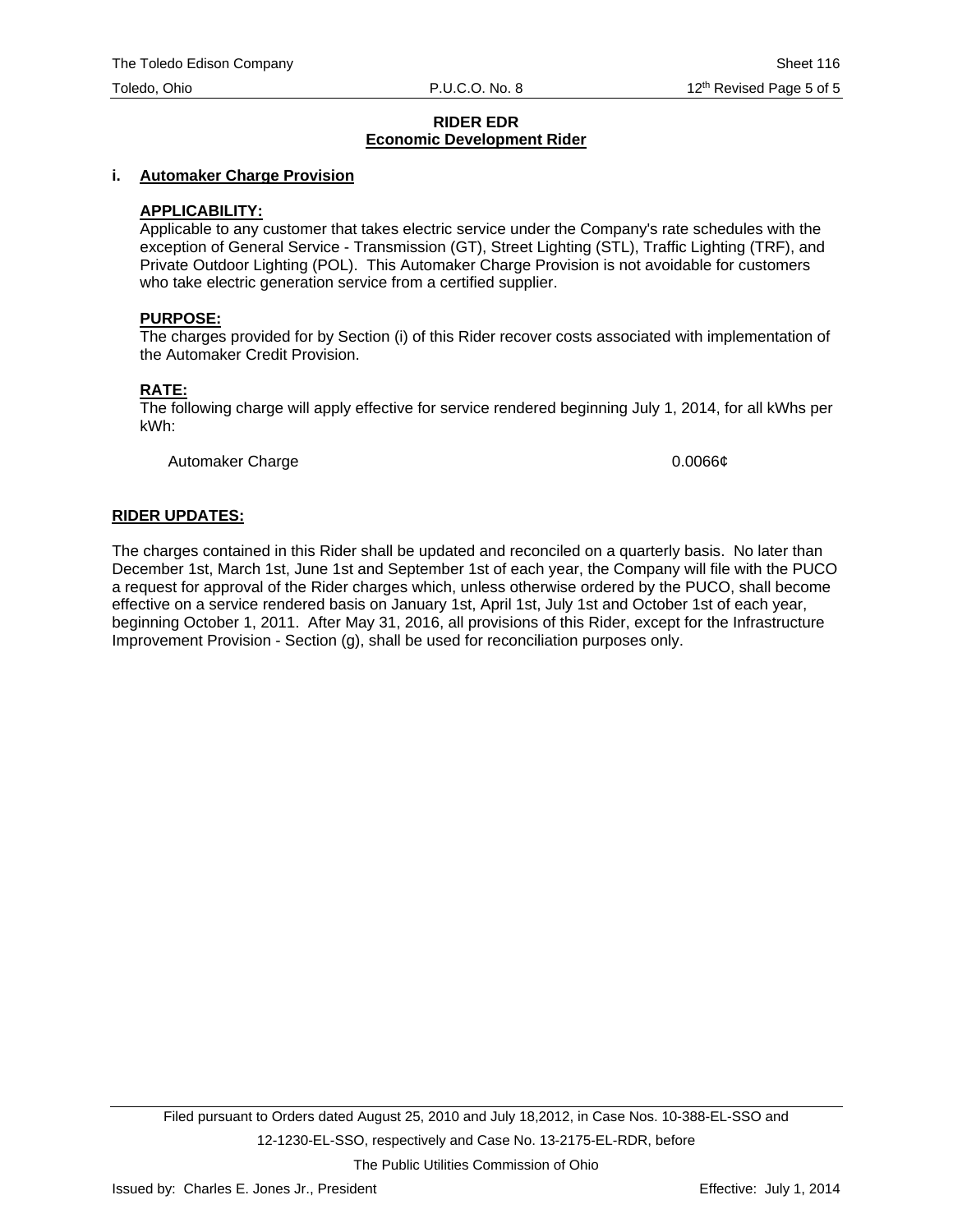## RIDER EDR
## Economic Development Rider

**i. Automaker Charge Provision**

**APPLICABILITY:**
Applicable to any customer that takes electric service under the Company's rate schedules with the exception of General Service - Transmission (GT), Street Lighting (STL), Traffic Lighting (TRF), and Private Outdoor Lighting (POL). This Automaker Charge Provision is not avoidable for customers who take electric generation service from a certified supplier.

**PURPOSE:**
The charges provided for by Section (i) of this Rider recover costs associated with implementation of the Automaker Credit Provision.

**RATE:**
The following charge will apply effective for service rendered beginning July 1, 2014, for all kWhs per kWh:

| | |
|---|---|
| Automaker Charge | 0.0066¢ |

**RIDER UPDATES:**

The charges contained in this Rider shall be updated and reconciled on a quarterly basis. No later than December 1st, March 1st, June 1st and September 1st of each year, the Company will file with the PUCO a request for approval of the Rider charges which, unless otherwise ordered by the PUCO, shall become effective on a service rendered basis on January 1st, April 1st, July 1st and October 1st of each year, beginning October 1, 2011. After May 31, 2016, all provisions of this Rider, except for the Infrastructure Improvement Provision - Section (g), shall be used for reconciliation purposes only.

Filed pursuant to Orders dated August 25, 2010 and July 18,2012, in Case Nos. 10-388-EL-SSO and 12-1230-EL-SSO, respectively and Case No. 13-2175-EL-RDR, before The Public Utilities Commission of Ohio

Issued by: Charles E. Jones Jr., President Effective: July 1, 2014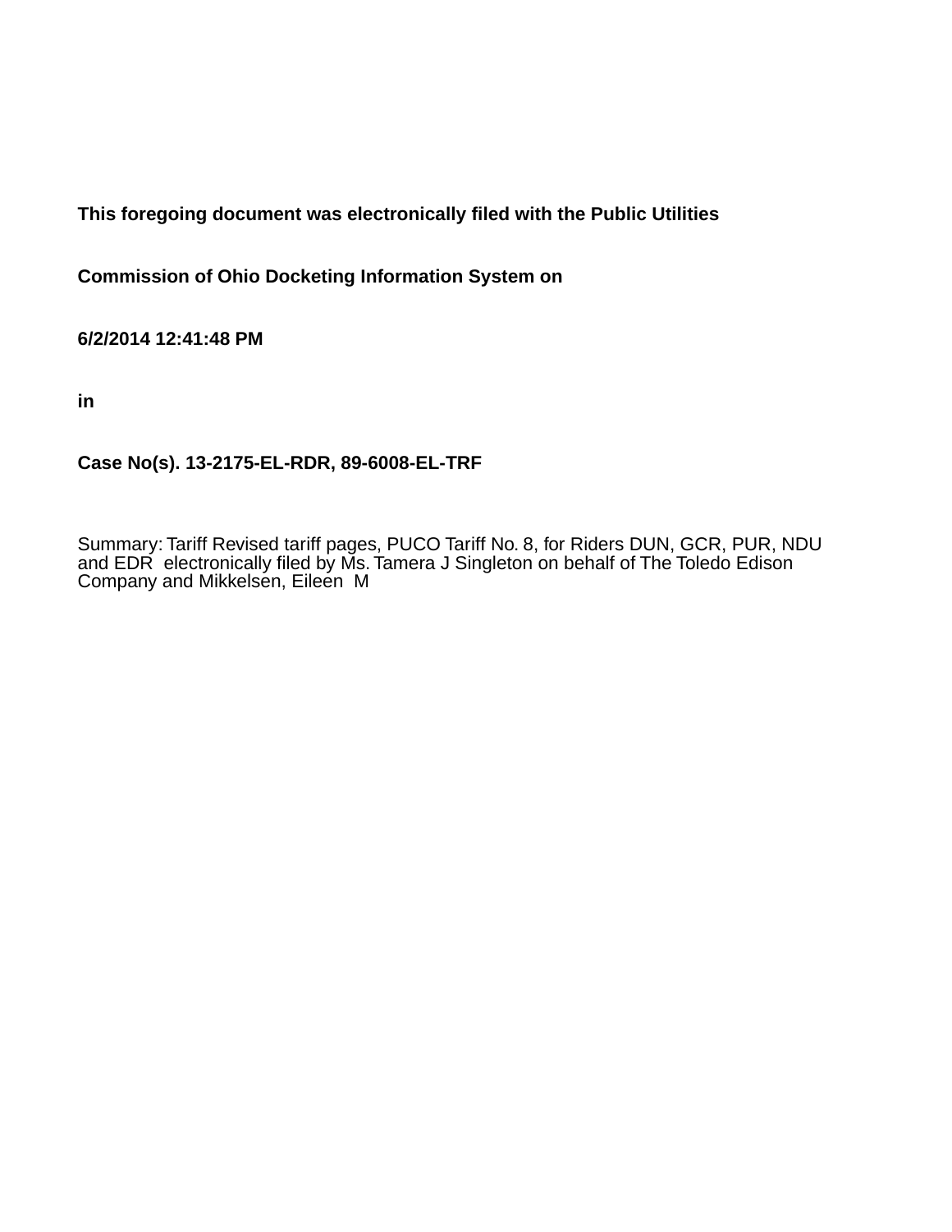**This foregoing document was electronically filed with the Public Utilities**

**Commission of Ohio Docketing Information System on**

**6/2/2014 12:41:48 PM**

**in**

**Case No(s). 13-2175-EL-RDR, 89-6008-EL-TRF**

Summary: Tariff Revised tariff pages, PUCO Tariff No. 8, for Riders DUN, GCR, PUR, NDU and EDR electronically filed by Ms. Tamera J Singleton on behalf of The Toledo Edison Company and Mikkelsen, Eileen M